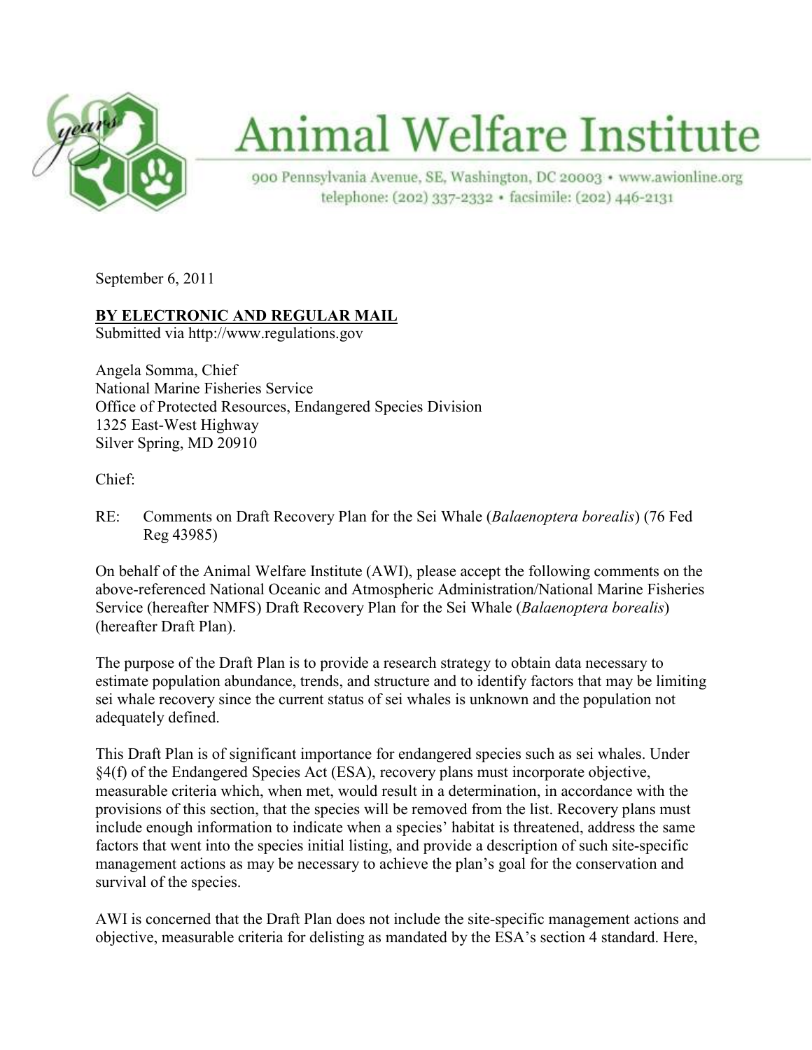# Animal Welfare Institute

900 Pennsylvania Avenue, SE, Washington, DC 20003 • www.awionline.org
telephone: (202) 337-2332 • facsimile: (202) 446-2131

September 6, 2011

**BY ELECTRONIC AND REGULAR MAIL**
Submitted via http://www.regulations.gov

Angela Somma, Chief
National Marine Fisheries Service
Office of Protected Resources, Endangered Species Division
1325 East-West Highway
Silver Spring, MD 20910

Chief:

RE: Comments on Draft Recovery Plan for the Sei Whale (*Balaenoptera borealis*) (76 Fed Reg 43985)

On behalf of the Animal Welfare Institute (AWI), please accept the following comments on the above-referenced National Oceanic and Atmospheric Administration/National Marine Fisheries Service (hereafter NMFS) Draft Recovery Plan for the Sei Whale (*Balaenoptera borealis*) (hereafter Draft Plan).

The purpose of the Draft Plan is to provide a research strategy to obtain data necessary to estimate population abundance, trends, and structure and to identify factors that may be limiting sei whale recovery since the current status of sei whales is unknown and the population not adequately defined.

This Draft Plan is of significant importance for endangered species such as sei whales. Under §4(f) of the Endangered Species Act (ESA), recovery plans must incorporate objective, measurable criteria which, when met, would result in a determination, in accordance with the provisions of this section, that the species will be removed from the list. Recovery plans must include enough information to indicate when a species' habitat is threatened, address the same factors that went into the species initial listing, and provide a description of such site-specific management actions as may be necessary to achieve the plan's goal for the conservation and survival of the species.

AWI is concerned that the Draft Plan does not include the site-specific management actions and objective, measurable criteria for delisting as mandated by the ESA's section 4 standard. Here,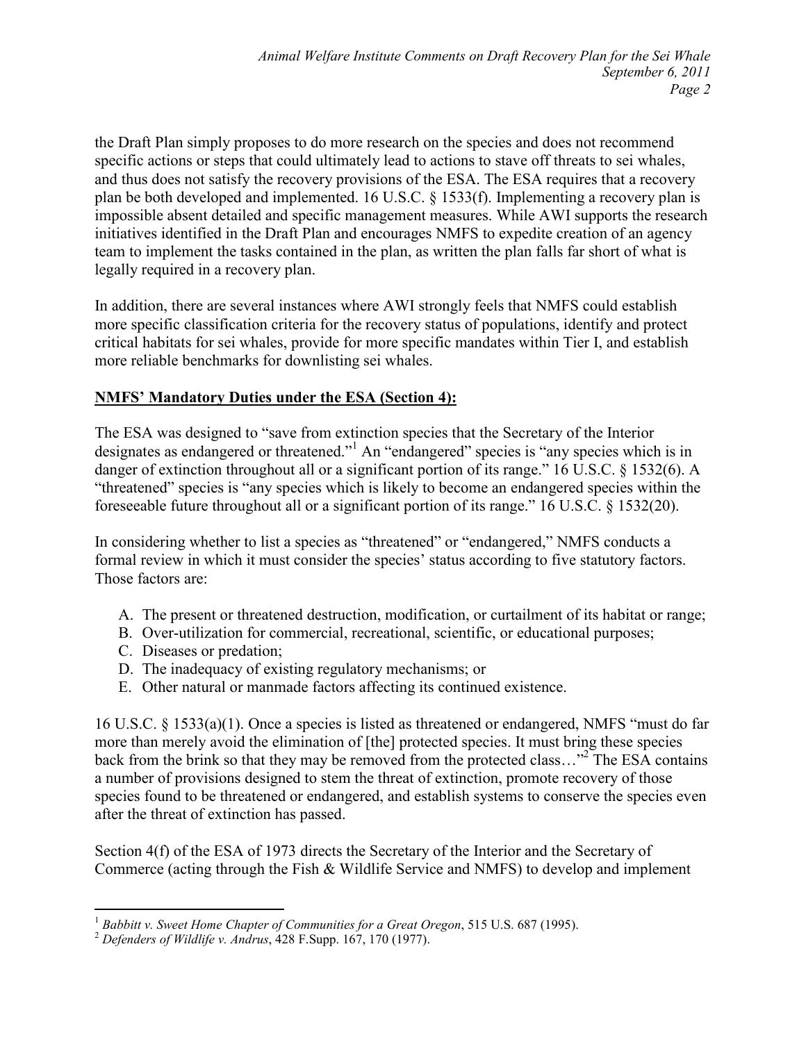the Draft Plan simply proposes to do more research on the species and does not recommend specific actions or steps that could ultimately lead to actions to stave off threats to sei whales, and thus does not satisfy the recovery provisions of the ESA. The ESA requires that a recovery plan be both developed and implemented. 16 U.S.C. § 1533(f). Implementing a recovery plan is impossible absent detailed and specific management measures. While AWI supports the research initiatives identified in the Draft Plan and encourages NMFS to expedite creation of an agency team to implement the tasks contained in the plan, as written the plan falls far short of what is legally required in a recovery plan.

In addition, there are several instances where AWI strongly feels that NMFS could establish more specific classification criteria for the recovery status of populations, identify and protect critical habitats for sei whales, provide for more specific mandates within Tier I, and establish more reliable benchmarks for downlisting sei whales.

## <u>NMFS' Mandatory Duties under the ESA (Section 4):</u>

The ESA was designed to "save from extinction species that the Secretary of the Interior designates as endangered or threatened."[1] An "endangered" species is "any species which is in danger of extinction throughout all or a significant portion of its range." 16 U.S.C. § 1532(6). A "threatened" species is "any species which is likely to become an endangered species within the foreseeable future throughout all or a significant portion of its range." 16 U.S.C. § 1532(20).

In considering whether to list a species as "threatened" or "endangered," NMFS conducts a formal review in which it must consider the species' status according to five statutory factors. Those factors are:

A. The present or threatened destruction, modification, or curtailment of its habitat or range;
B. Over-utilization for commercial, recreational, scientific, or educational purposes;
C. Diseases or predation;
D. The inadequacy of existing regulatory mechanisms; or
E. Other natural or manmade factors affecting its continued existence.

16 U.S.C. § 1533(a)(1). Once a species is listed as threatened or endangered, NMFS "must do far more than merely avoid the elimination of [the] protected species. It must bring these species back from the brink so that they may be removed from the protected class…"[2] The ESA contains a number of provisions designed to stem the threat of extinction, promote recovery of those species found to be threatened or endangered, and establish systems to conserve the species even after the threat of extinction has passed.

Section 4(f) of the ESA of 1973 directs the Secretary of the Interior and the Secretary of Commerce (acting through the Fish & Wildlife Service and NMFS) to develop and implement

---

[1] *Babbitt v. Sweet Home Chapter of Communities for a Great Oregon*, 515 U.S. 687 (1995).

[2] *Defenders of Wildlife v. Andrus*, 428 F.Supp. 167, 170 (1977).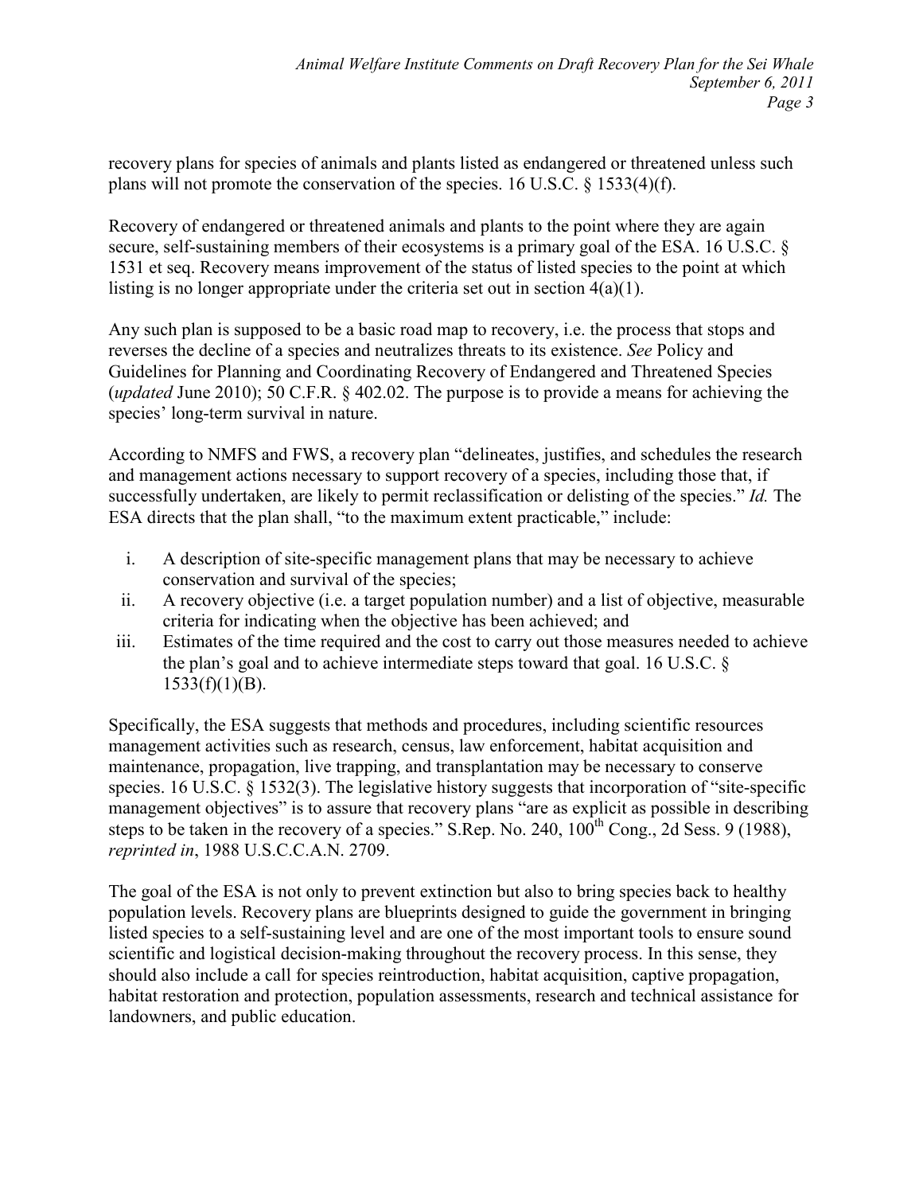recovery plans for species of animals and plants listed as endangered or threatened unless such plans will not promote the conservation of the species. 16 U.S.C. § 1533(4)(f).

Recovery of endangered or threatened animals and plants to the point where they are again secure, self-sustaining members of their ecosystems is a primary goal of the ESA. 16 U.S.C. § 1531 et seq. Recovery means improvement of the status of listed species to the point at which listing is no longer appropriate under the criteria set out in section 4(a)(1).

Any such plan is supposed to be a basic road map to recovery, i.e. the process that stops and reverses the decline of a species and neutralizes threats to its existence. *See* Policy and Guidelines for Planning and Coordinating Recovery of Endangered and Threatened Species (*updated* June 2010); 50 C.F.R. § 402.02. The purpose is to provide a means for achieving the species' long-term survival in nature.

According to NMFS and FWS, a recovery plan "delineates, justifies, and schedules the research and management actions necessary to support recovery of a species, including those that, if successfully undertaken, are likely to permit reclassification or delisting of the species." *Id.* The ESA directs that the plan shall, "to the maximum extent practicable," include:

i. A description of site-specific management plans that may be necessary to achieve conservation and survival of the species;
ii. A recovery objective (i.e. a target population number) and a list of objective, measurable criteria for indicating when the objective has been achieved; and
iii. Estimates of the time required and the cost to carry out those measures needed to achieve the plan's goal and to achieve intermediate steps toward that goal. 16 U.S.C. § 1533(f)(1)(B).

Specifically, the ESA suggests that methods and procedures, including scientific resources management activities such as research, census, law enforcement, habitat acquisition and maintenance, propagation, live trapping, and transplantation may be necessary to conserve species. 16 U.S.C. § 1532(3). The legislative history suggests that incorporation of "site-specific management objectives" is to assure that recovery plans "are as explicit as possible in describing steps to be taken in the recovery of a species." S.Rep. No. 240, 100th Cong., 2d Sess. 9 (1988), *reprinted in*, 1988 U.S.C.C.A.N. 2709.

The goal of the ESA is not only to prevent extinction but also to bring species back to healthy population levels. Recovery plans are blueprints designed to guide the government in bringing listed species to a self-sustaining level and are one of the most important tools to ensure sound scientific and logistical decision-making throughout the recovery process. In this sense, they should also include a call for species reintroduction, habitat acquisition, captive propagation, habitat restoration and protection, population assessments, research and technical assistance for landowners, and public education.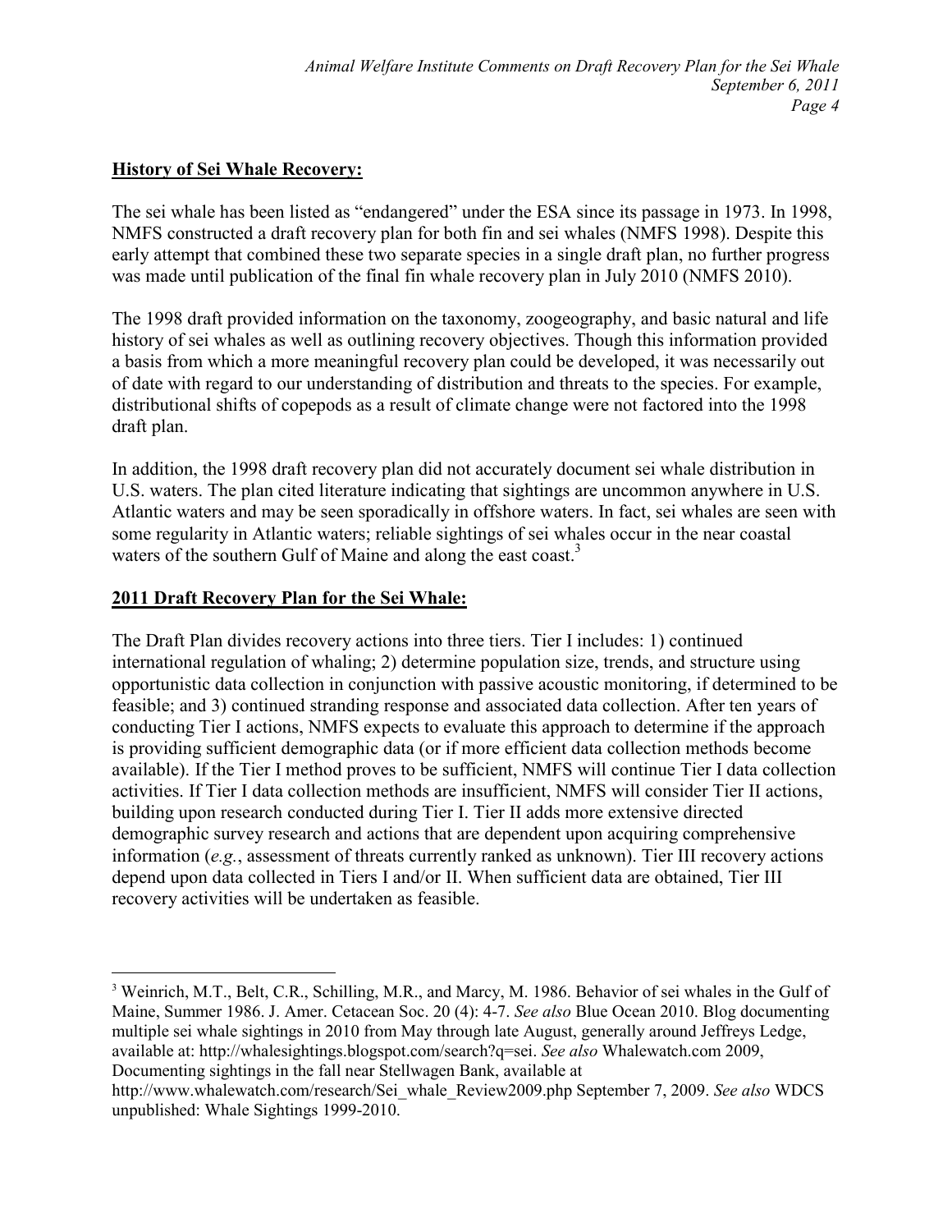**History of Sei Whale Recovery:**

The sei whale has been listed as "endangered" under the ESA since its passage in 1973. In 1998, NMFS constructed a draft recovery plan for both fin and sei whales (NMFS 1998). Despite this early attempt that combined these two separate species in a single draft plan, no further progress was made until publication of the final fin whale recovery plan in July 2010 (NMFS 2010).

The 1998 draft provided information on the taxonomy, zoogeography, and basic natural and life history of sei whales as well as outlining recovery objectives. Though this information provided a basis from which a more meaningful recovery plan could be developed, it was necessarily out of date with regard to our understanding of distribution and threats to the species. For example, distributional shifts of copepods as a result of climate change were not factored into the 1998 draft plan.

In addition, the 1998 draft recovery plan did not accurately document sei whale distribution in U.S. waters. The plan cited literature indicating that sightings are uncommon anywhere in U.S. Atlantic waters and may be seen sporadically in offshore waters. In fact, sei whales are seen with some regularity in Atlantic waters; reliable sightings of sei whales occur in the near coastal waters of the southern Gulf of Maine and along the east coast.[3]

**2011 Draft Recovery Plan for the Sei Whale:**

The Draft Plan divides recovery actions into three tiers. Tier I includes: 1) continued international regulation of whaling; 2) determine population size, trends, and structure using opportunistic data collection in conjunction with passive acoustic monitoring, if determined to be feasible; and 3) continued stranding response and associated data collection. After ten years of conducting Tier I actions, NMFS expects to evaluate this approach to determine if the approach is providing sufficient demographic data (or if more efficient data collection methods become available). If the Tier I method proves to be sufficient, NMFS will continue Tier I data collection activities. If Tier I data collection methods are insufficient, NMFS will consider Tier II actions, building upon research conducted during Tier I. Tier II adds more extensive directed demographic survey research and actions that are dependent upon acquiring comprehensive information (*e.g.*, assessment of threats currently ranked as unknown). Tier III recovery actions depend upon data collected in Tiers I and/or II. When sufficient data are obtained, Tier III recovery activities will be undertaken as feasible.

---

[3] Weinrich, M.T., Belt, C.R., Schilling, M.R., and Marcy, M. 1986. Behavior of sei whales in the Gulf of Maine, Summer 1986. J. Amer. Cetacean Soc. 20 (4): 4-7. *See also* Blue Ocean 2010. Blog documenting multiple sei whale sightings in 2010 from May through late August, generally around Jeffreys Ledge, available at: http://whalesightings.blogspot.com/search?q=sei. *See also* Whalewatch.com 2009, Documenting sightings in the fall near Stellwagen Bank, available at http://www.whalewatch.com/research/Sei_whale_Review2009.php September 7, 2009. *See also* WDCS unpublished: Whale Sightings 1999-2010.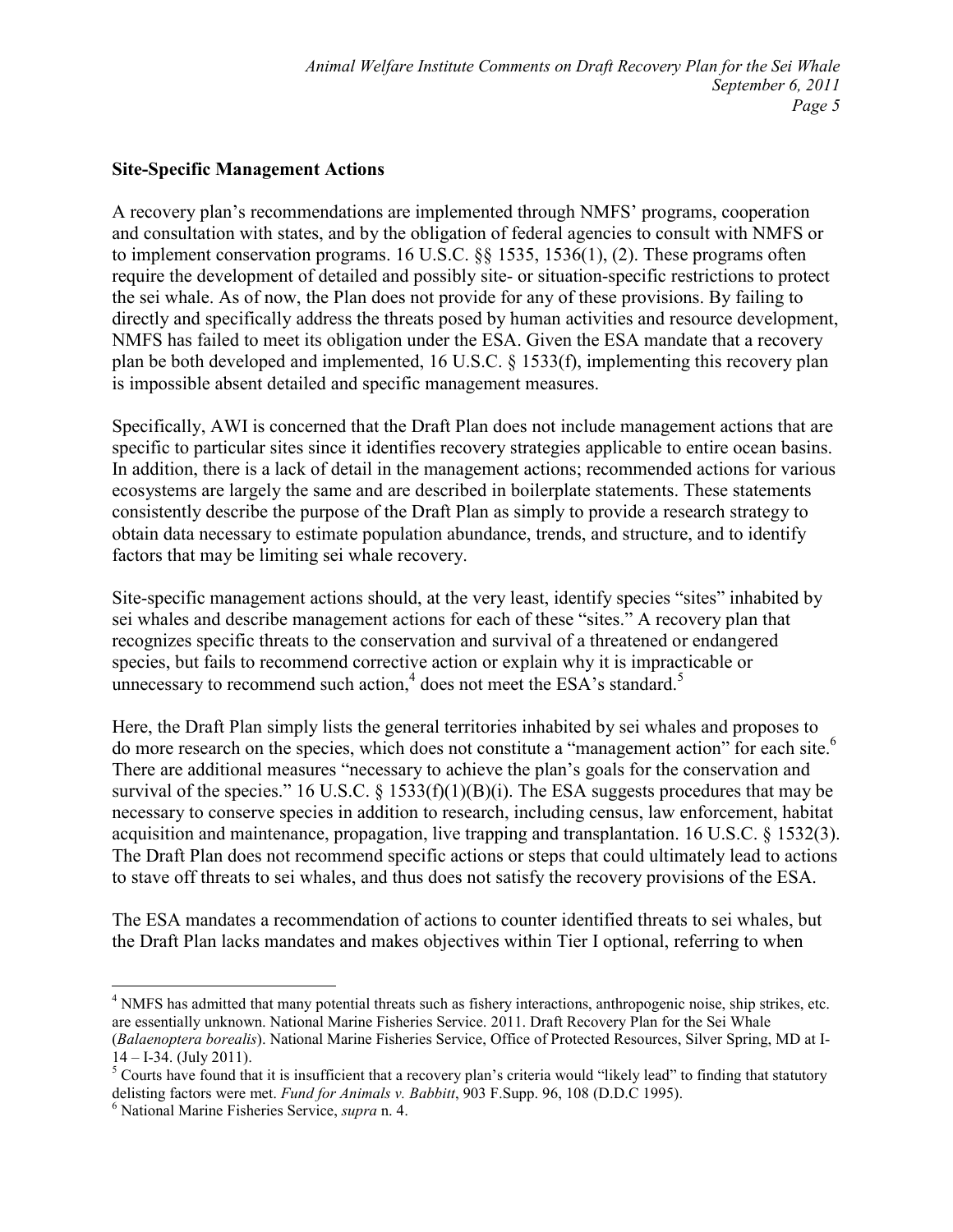**Site-Specific Management Actions**

A recovery plan's recommendations are implemented through NMFS' programs, cooperation and consultation with states, and by the obligation of federal agencies to consult with NMFS or to implement conservation programs. 16 U.S.C. §§ 1535, 1536(1), (2). These programs often require the development of detailed and possibly site- or situation-specific restrictions to protect the sei whale. As of now, the Plan does not provide for any of these provisions. By failing to directly and specifically address the threats posed by human activities and resource development, NMFS has failed to meet its obligation under the ESA. Given the ESA mandate that a recovery plan be both developed and implemented, 16 U.S.C. § 1533(f), implementing this recovery plan is impossible absent detailed and specific management measures.

Specifically, AWI is concerned that the Draft Plan does not include management actions that are specific to particular sites since it identifies recovery strategies applicable to entire ocean basins. In addition, there is a lack of detail in the management actions; recommended actions for various ecosystems are largely the same and are described in boilerplate statements. These statements consistently describe the purpose of the Draft Plan as simply to provide a research strategy to obtain data necessary to estimate population abundance, trends, and structure, and to identify factors that may be limiting sei whale recovery.

Site-specific management actions should, at the very least, identify species "sites" inhabited by sei whales and describe management actions for each of these "sites." A recovery plan that recognizes specific threats to the conservation and survival of a threatened or endangered species, but fails to recommend corrective action or explain why it is impracticable or unnecessary to recommend such action,[4] does not meet the ESA's standard.[5]

Here, the Draft Plan simply lists the general territories inhabited by sei whales and proposes to do more research on the species, which does not constitute a "management action" for each site.[6] There are additional measures "necessary to achieve the plan's goals for the conservation and survival of the species." 16 U.S.C. § 1533(f)(1)(B)(i). The ESA suggests procedures that may be necessary to conserve species in addition to research, including census, law enforcement, habitat acquisition and maintenance, propagation, live trapping and transplantation. 16 U.S.C. § 1532(3). The Draft Plan does not recommend specific actions or steps that could ultimately lead to actions to stave off threats to sei whales, and thus does not satisfy the recovery provisions of the ESA.

The ESA mandates a recommendation of actions to counter identified threats to sei whales, but the Draft Plan lacks mandates and makes objectives within Tier I optional, referring to when

---

[4] NMFS has admitted that many potential threats such as fishery interactions, anthropogenic noise, ship strikes, etc. are essentially unknown. National Marine Fisheries Service. 2011. Draft Recovery Plan for the Sei Whale (*Balaenoptera borealis*). National Marine Fisheries Service, Office of Protected Resources, Silver Spring, MD at I-14 – I-34. (July 2011).

[5] Courts have found that it is insufficient that a recovery plan's criteria would "likely lead" to finding that statutory delisting factors were met. *Fund for Animals v. Babbitt*, 903 F.Supp. 96, 108 (D.D.C 1995).

[6] National Marine Fisheries Service, *supra* n. 4.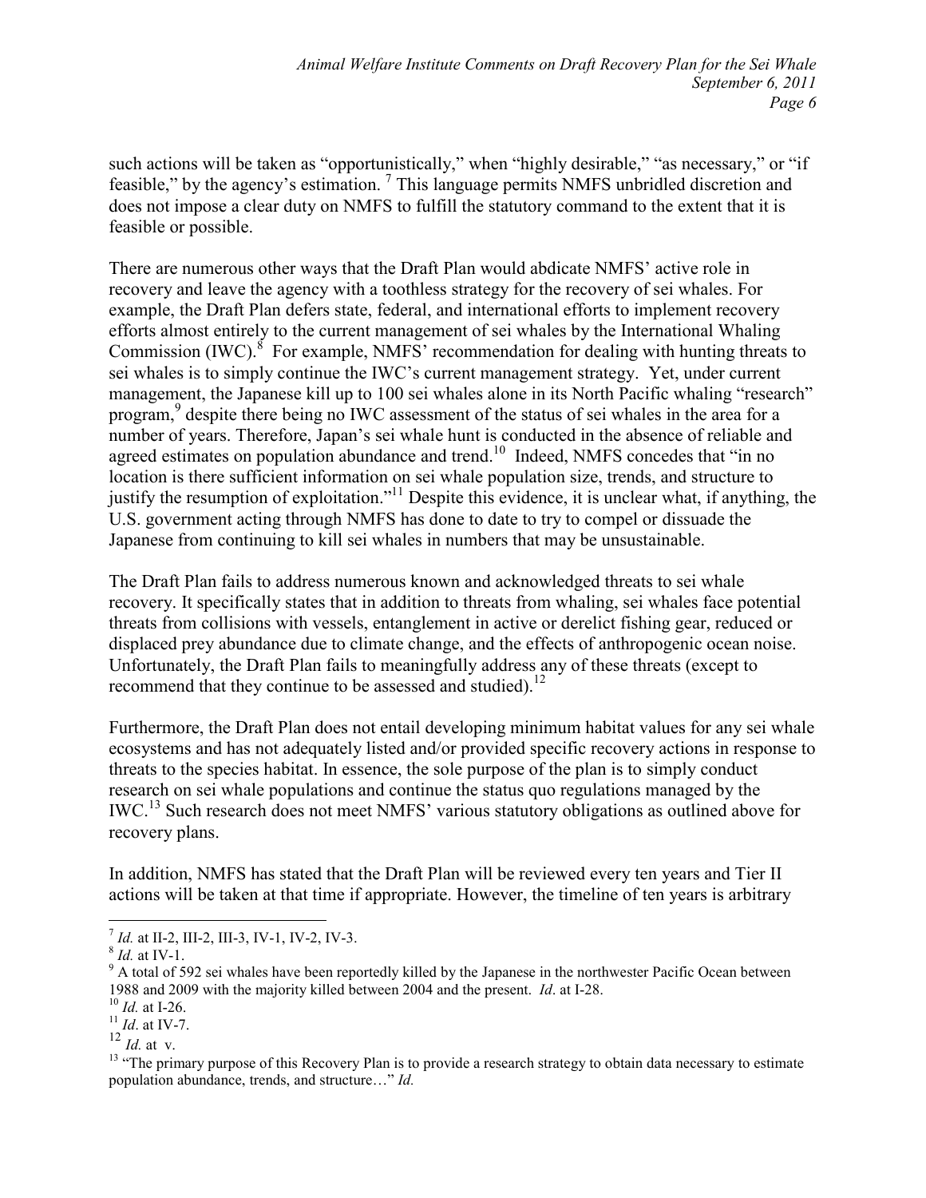such actions will be taken as "opportunistically," when "highly desirable," "as necessary," or "if feasible," by the agency's estimation. [7] This language permits NMFS unbridled discretion and does not impose a clear duty on NMFS to fulfill the statutory command to the extent that it is feasible or possible.

There are numerous other ways that the Draft Plan would abdicate NMFS' active role in recovery and leave the agency with a toothless strategy for the recovery of sei whales. For example, the Draft Plan defers state, federal, and international efforts to implement recovery efforts almost entirely to the current management of sei whales by the International Whaling Commission (IWC).[8] For example, NMFS' recommendation for dealing with hunting threats to sei whales is to simply continue the IWC's current management strategy. Yet, under current management, the Japanese kill up to 100 sei whales alone in its North Pacific whaling "research" program,[9] despite there being no IWC assessment of the status of sei whales in the area for a number of years. Therefore, Japan's sei whale hunt is conducted in the absence of reliable and agreed estimates on population abundance and trend.[10] Indeed, NMFS concedes that "in no location is there sufficient information on sei whale population size, trends, and structure to justify the resumption of exploitation."[11] Despite this evidence, it is unclear what, if anything, the U.S. government acting through NMFS has done to date to try to compel or dissuade the Japanese from continuing to kill sei whales in numbers that may be unsustainable.

The Draft Plan fails to address numerous known and acknowledged threats to sei whale recovery. It specifically states that in addition to threats from whaling, sei whales face potential threats from collisions with vessels, entanglement in active or derelict fishing gear, reduced or displaced prey abundance due to climate change, and the effects of anthropogenic ocean noise. Unfortunately, the Draft Plan fails to meaningfully address any of these threats (except to recommend that they continue to be assessed and studied).[12]

Furthermore, the Draft Plan does not entail developing minimum habitat values for any sei whale ecosystems and has not adequately listed and/or provided specific recovery actions in response to threats to the species habitat. In essence, the sole purpose of the plan is to simply conduct research on sei whale populations and continue the status quo regulations managed by the IWC.[13] Such research does not meet NMFS' various statutory obligations as outlined above for recovery plans.

In addition, NMFS has stated that the Draft Plan will be reviewed every ten years and Tier II actions will be taken at that time if appropriate. However, the timeline of ten years is arbitrary

---

[7] *Id.* at II-2, III-2, III-3, IV-1, IV-2, IV-3.

[8] *Id.* at IV-1.

[9] A total of 592 sei whales have been reportedly killed by the Japanese in the northwester Pacific Ocean between 1988 and 2009 with the majority killed between 2004 and the present. *Id*. at I-28.

[10] *Id.* at I-26.

[11] *Id*. at IV-7.

[12] *Id.* at v.

[13] "The primary purpose of this Recovery Plan is to provide a research strategy to obtain data necessary to estimate population abundance, trends, and structure…" *Id.*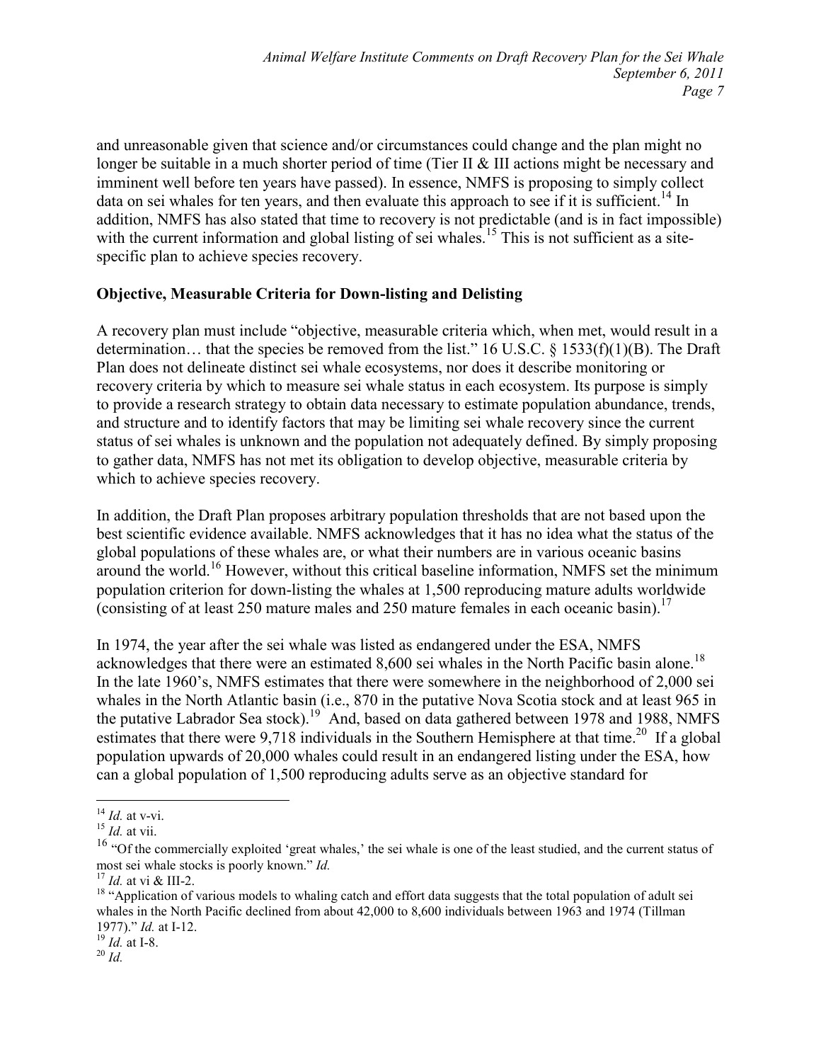and unreasonable given that science and/or circumstances could change and the plan might no longer be suitable in a much shorter period of time (Tier II & III actions might be necessary and imminent well before ten years have passed). In essence, NMFS is proposing to simply collect data on sei whales for ten years, and then evaluate this approach to see if it is sufficient.[14] In addition, NMFS has also stated that time to recovery is not predictable (and is in fact impossible) with the current information and global listing of sei whales.[15] This is not sufficient as a site-specific plan to achieve species recovery.

**Objective, Measurable Criteria for Down-listing and Delisting**

A recovery plan must include "objective, measurable criteria which, when met, would result in a determination… that the species be removed from the list." 16 U.S.C. § 1533(f)(1)(B). The Draft Plan does not delineate distinct sei whale ecosystems, nor does it describe monitoring or recovery criteria by which to measure sei whale status in each ecosystem. Its purpose is simply to provide a research strategy to obtain data necessary to estimate population abundance, trends, and structure and to identify factors that may be limiting sei whale recovery since the current status of sei whales is unknown and the population not adequately defined. By simply proposing to gather data, NMFS has not met its obligation to develop objective, measurable criteria by which to achieve species recovery.

In addition, the Draft Plan proposes arbitrary population thresholds that are not based upon the best scientific evidence available. NMFS acknowledges that it has no idea what the status of the global populations of these whales are, or what their numbers are in various oceanic basins around the world.[16] However, without this critical baseline information, NMFS set the minimum population criterion for down-listing the whales at 1,500 reproducing mature adults worldwide (consisting of at least 250 mature males and 250 mature females in each oceanic basin).[17]

In 1974, the year after the sei whale was listed as endangered under the ESA, NMFS acknowledges that there were an estimated 8,600 sei whales in the North Pacific basin alone.[18] In the late 1960's, NMFS estimates that there were somewhere in the neighborhood of 2,000 sei whales in the North Atlantic basin (i.e., 870 in the putative Nova Scotia stock and at least 965 in the putative Labrador Sea stock).[19] And, based on data gathered between 1978 and 1988, NMFS estimates that there were 9,718 individuals in the Southern Hemisphere at that time.[20] If a global population upwards of 20,000 whales could result in an endangered listing under the ESA, how can a global population of 1,500 reproducing adults serve as an objective standard for

---

[14] *Id.* at v-vi.

[15] *Id.* at vii.

[16] "Of the commercially exploited 'great whales,' the sei whale is one of the least studied, and the current status of most sei whale stocks is poorly known." *Id.*

[17] *Id.* at vi & III-2.

[18] "Application of various models to whaling catch and effort data suggests that the total population of adult sei whales in the North Pacific declined from about 42,000 to 8,600 individuals between 1963 and 1974 (Tillman 1977)." *Id.* at I-12.

[19] *Id.* at I-8.

[20] *Id.*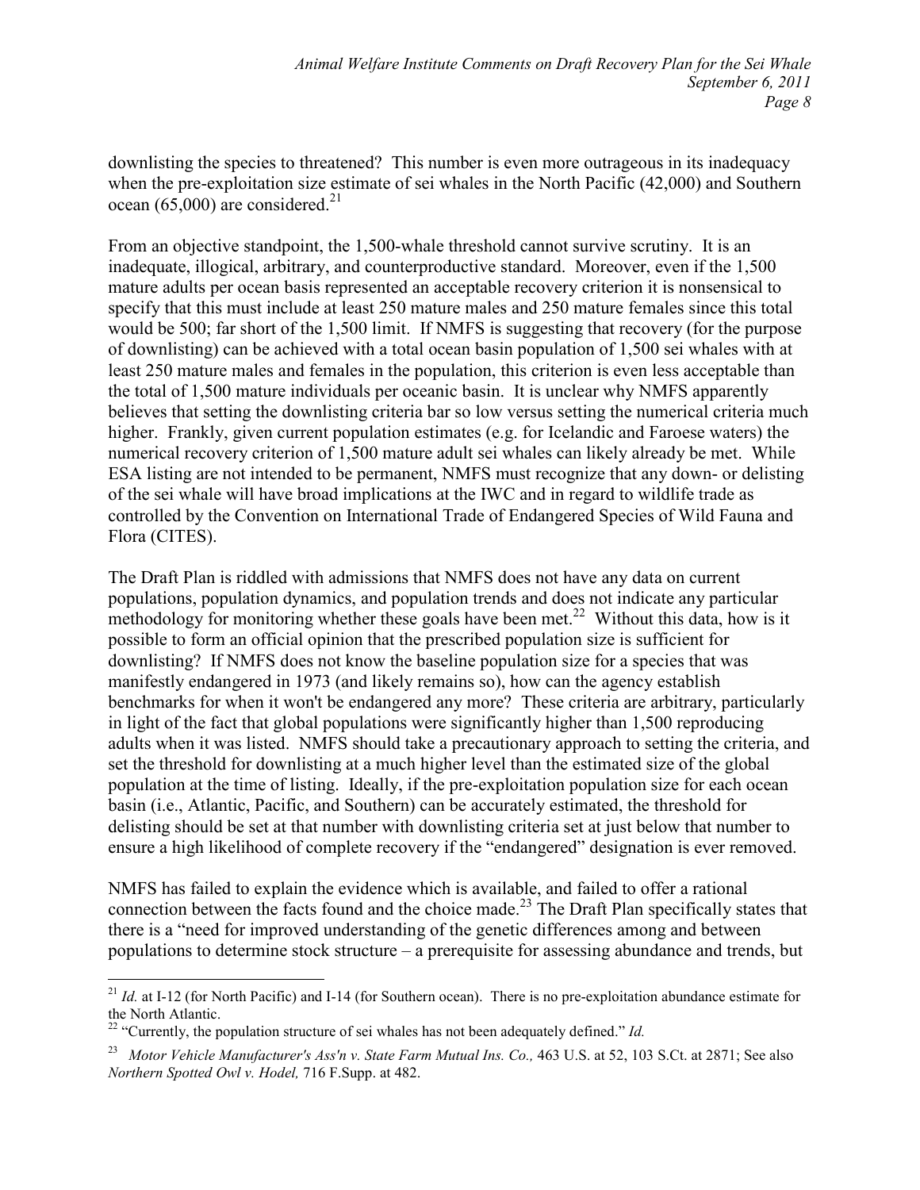downlisting the species to threatened? This number is even more outrageous in its inadequacy when the pre-exploitation size estimate of sei whales in the North Pacific (42,000) and Southern ocean (65,000) are considered.[21]

From an objective standpoint, the 1,500-whale threshold cannot survive scrutiny. It is an inadequate, illogical, arbitrary, and counterproductive standard. Moreover, even if the 1,500 mature adults per ocean basis represented an acceptable recovery criterion it is nonsensical to specify that this must include at least 250 mature males and 250 mature females since this total would be 500; far short of the 1,500 limit. If NMFS is suggesting that recovery (for the purpose of downlisting) can be achieved with a total ocean basin population of 1,500 sei whales with at least 250 mature males and females in the population, this criterion is even less acceptable than the total of 1,500 mature individuals per oceanic basin. It is unclear why NMFS apparently believes that setting the downlisting criteria bar so low versus setting the numerical criteria much higher. Frankly, given current population estimates (e.g. for Icelandic and Faroese waters) the numerical recovery criterion of 1,500 mature adult sei whales can likely already be met. While ESA listing are not intended to be permanent, NMFS must recognize that any down- or delisting of the sei whale will have broad implications at the IWC and in regard to wildlife trade as controlled by the Convention on International Trade of Endangered Species of Wild Fauna and Flora (CITES).

The Draft Plan is riddled with admissions that NMFS does not have any data on current populations, population dynamics, and population trends and does not indicate any particular methodology for monitoring whether these goals have been met.[22] Without this data, how is it possible to form an official opinion that the prescribed population size is sufficient for downlisting? If NMFS does not know the baseline population size for a species that was manifestly endangered in 1973 (and likely remains so), how can the agency establish benchmarks for when it won't be endangered any more? These criteria are arbitrary, particularly in light of the fact that global populations were significantly higher than 1,500 reproducing adults when it was listed. NMFS should take a precautionary approach to setting the criteria, and set the threshold for downlisting at a much higher level than the estimated size of the global population at the time of listing. Ideally, if the pre-exploitation population size for each ocean basin (i.e., Atlantic, Pacific, and Southern) can be accurately estimated, the threshold for delisting should be set at that number with downlisting criteria set at just below that number to ensure a high likelihood of complete recovery if the "endangered" designation is ever removed.

NMFS has failed to explain the evidence which is available, and failed to offer a rational connection between the facts found and the choice made.[23] The Draft Plan specifically states that there is a "need for improved understanding of the genetic differences among and between populations to determine stock structure – a prerequisite for assessing abundance and trends, but

---

[21] *Id.* at I-12 (for North Pacific) and I-14 (for Southern ocean). There is no pre-exploitation abundance estimate for the North Atlantic.

[22] "Currently, the population structure of sei whales has not been adequately defined." *Id.*

[23] *Motor Vehicle Manufacturer's Ass'n v. State Farm Mutual Ins. Co.,* 463 U.S. at 52, 103 S.Ct. at 2871; See also *Northern Spotted Owl v. Hodel,* 716 F.Supp. at 482.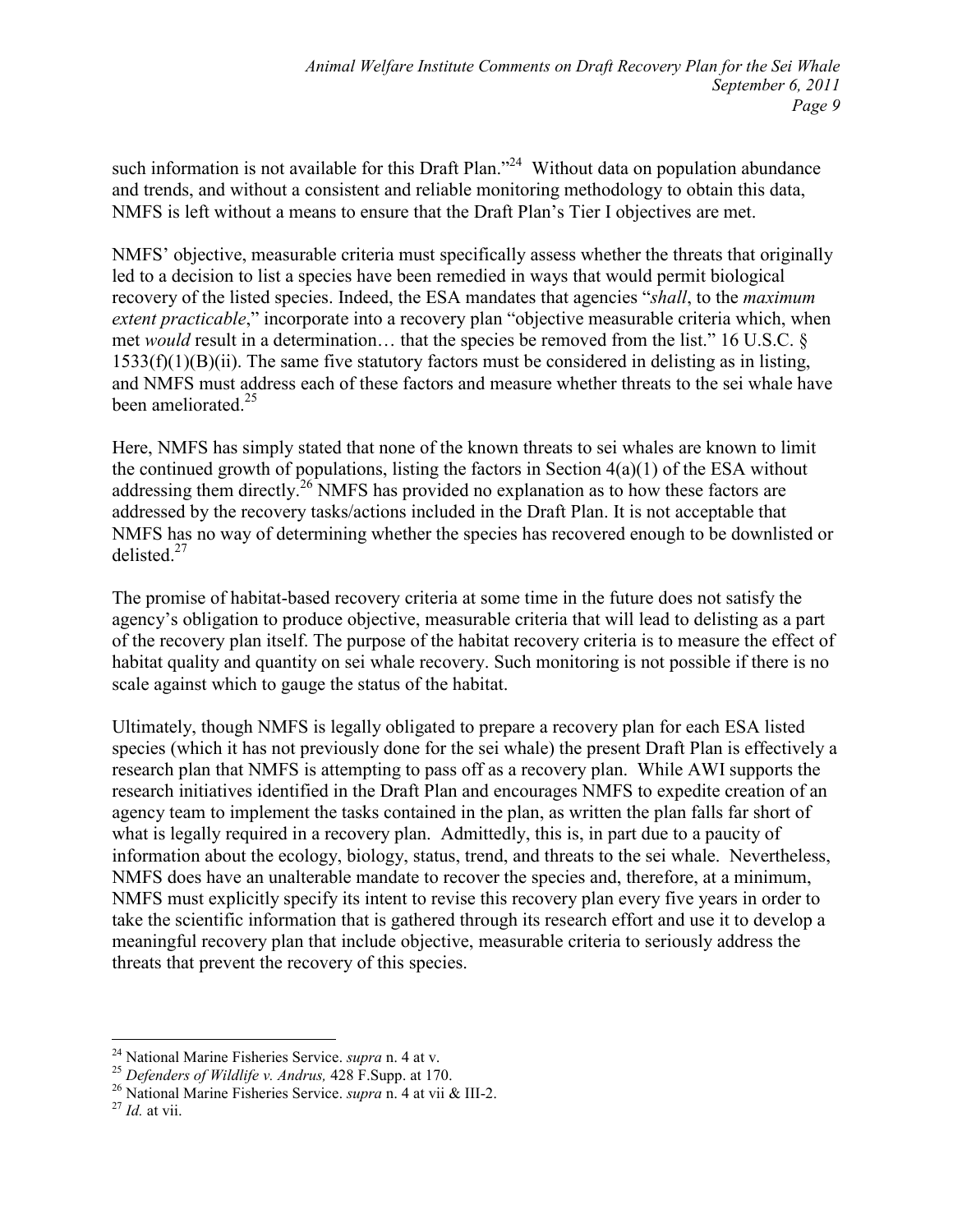such information is not available for this Draft Plan."[24] Without data on population abundance and trends, and without a consistent and reliable monitoring methodology to obtain this data, NMFS is left without a means to ensure that the Draft Plan's Tier I objectives are met.

NMFS' objective, measurable criteria must specifically assess whether the threats that originally led to a decision to list a species have been remedied in ways that would permit biological recovery of the listed species. Indeed, the ESA mandates that agencies "*shall*, to the *maximum extent practicable*," incorporate into a recovery plan "objective measurable criteria which, when met *would* result in a determination… that the species be removed from the list." 16 U.S.C. § 1533(f)(1)(B)(ii). The same five statutory factors must be considered in delisting as in listing, and NMFS must address each of these factors and measure whether threats to the sei whale have been ameliorated.[25]

Here, NMFS has simply stated that none of the known threats to sei whales are known to limit the continued growth of populations, listing the factors in Section 4(a)(1) of the ESA without addressing them directly.[26] NMFS has provided no explanation as to how these factors are addressed by the recovery tasks/actions included in the Draft Plan. It is not acceptable that NMFS has no way of determining whether the species has recovered enough to be downlisted or delisted.[27]

The promise of habitat-based recovery criteria at some time in the future does not satisfy the agency's obligation to produce objective, measurable criteria that will lead to delisting as a part of the recovery plan itself. The purpose of the habitat recovery criteria is to measure the effect of habitat quality and quantity on sei whale recovery. Such monitoring is not possible if there is no scale against which to gauge the status of the habitat.

Ultimately, though NMFS is legally obligated to prepare a recovery plan for each ESA listed species (which it has not previously done for the sei whale) the present Draft Plan is effectively a research plan that NMFS is attempting to pass off as a recovery plan. While AWI supports the research initiatives identified in the Draft Plan and encourages NMFS to expedite creation of an agency team to implement the tasks contained in the plan, as written the plan falls far short of what is legally required in a recovery plan. Admittedly, this is, in part due to a paucity of information about the ecology, biology, status, trend, and threats to the sei whale. Nevertheless, NMFS does have an unalterable mandate to recover the species and, therefore, at a minimum, NMFS must explicitly specify its intent to revise this recovery plan every five years in order to take the scientific information that is gathered through its research effort and use it to develop a meaningful recovery plan that include objective, measurable criteria to seriously address the threats that prevent the recovery of this species.

---

[24] National Marine Fisheries Service. *supra* n. 4 at v.

[25] *Defenders of Wildlife v. Andrus,* 428 F.Supp. at 170.

[26] National Marine Fisheries Service. *supra* n. 4 at vii & III-2.

[27] *Id.* at vii.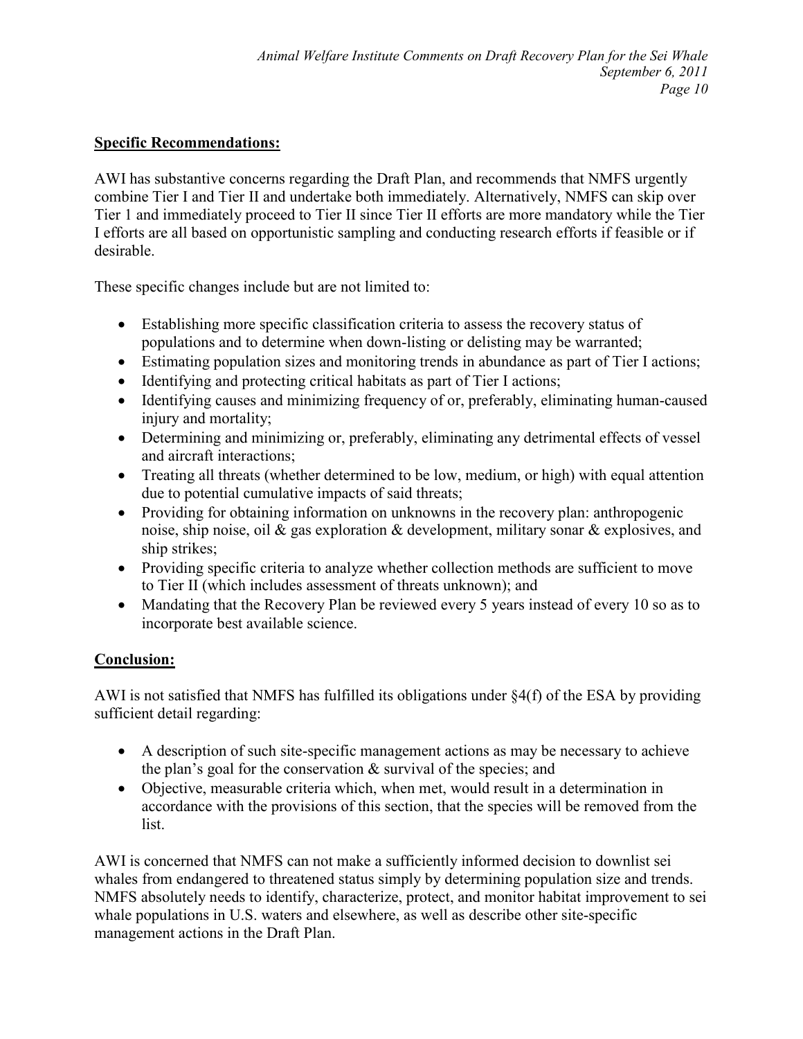**Specific Recommendations:**

AWI has substantive concerns regarding the Draft Plan, and recommends that NMFS urgently combine Tier I and Tier II and undertake both immediately. Alternatively, NMFS can skip over Tier 1 and immediately proceed to Tier II since Tier II efforts are more mandatory while the Tier I efforts are all based on opportunistic sampling and conducting research efforts if feasible or if desirable.

These specific changes include but are not limited to:

- Establishing more specific classification criteria to assess the recovery status of populations and to determine when down-listing or delisting may be warranted;
- Estimating population sizes and monitoring trends in abundance as part of Tier I actions;
- Identifying and protecting critical habitats as part of Tier I actions;
- Identifying causes and minimizing frequency of or, preferably, eliminating human-caused injury and mortality;
- Determining and minimizing or, preferably, eliminating any detrimental effects of vessel and aircraft interactions;
- Treating all threats (whether determined to be low, medium, or high) with equal attention due to potential cumulative impacts of said threats;
- Providing for obtaining information on unknowns in the recovery plan: anthropogenic noise, ship noise, oil & gas exploration & development, military sonar & explosives, and ship strikes;
- Providing specific criteria to analyze whether collection methods are sufficient to move to Tier II (which includes assessment of threats unknown); and
- Mandating that the Recovery Plan be reviewed every 5 years instead of every 10 so as to incorporate best available science.

**Conclusion:**

AWI is not satisfied that NMFS has fulfilled its obligations under §4(f) of the ESA by providing sufficient detail regarding:

- A description of such site-specific management actions as may be necessary to achieve the plan's goal for the conservation & survival of the species; and
- Objective, measurable criteria which, when met, would result in a determination in accordance with the provisions of this section, that the species will be removed from the list.

AWI is concerned that NMFS can not make a sufficiently informed decision to downlist sei whales from endangered to threatened status simply by determining population size and trends. NMFS absolutely needs to identify, characterize, protect, and monitor habitat improvement to sei whale populations in U.S. waters and elsewhere, as well as describe other site-specific management actions in the Draft Plan.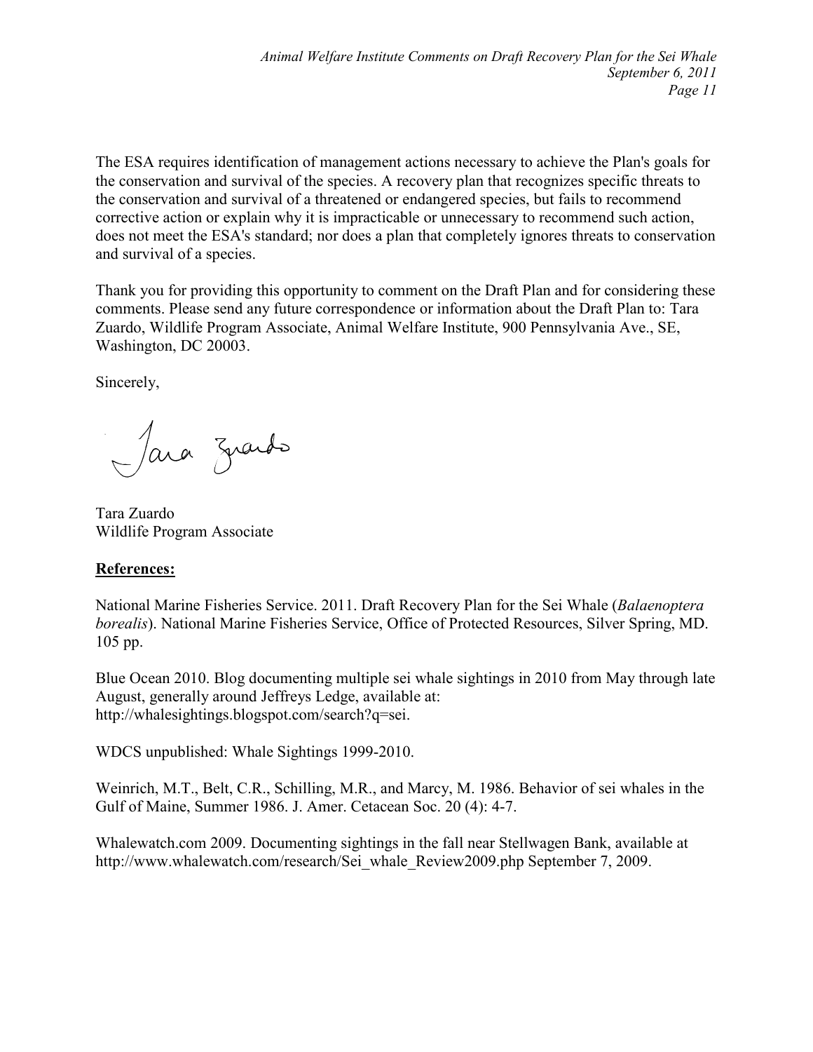The ESA requires identification of management actions necessary to achieve the Plan's goals for the conservation and survival of the species. A recovery plan that recognizes specific threats to the conservation and survival of a threatened or endangered species, but fails to recommend corrective action or explain why it is impracticable or unnecessary to recommend such action, does not meet the ESA's standard; nor does a plan that completely ignores threats to conservation and survival of a species.

Thank you for providing this opportunity to comment on the Draft Plan and for considering these comments. Please send any future correspondence or information about the Draft Plan to: Tara Zuardo, Wildlife Program Associate, Animal Welfare Institute, 900 Pennsylvania Ave., SE, Washington, DC 20003.

Sincerely,

Tara Zuardo

Tara Zuardo
Wildlife Program Associate

**References:**

National Marine Fisheries Service. 2011. Draft Recovery Plan for the Sei Whale (*Balaenoptera borealis*). National Marine Fisheries Service, Office of Protected Resources, Silver Spring, MD. 105 pp.

Blue Ocean 2010. Blog documenting multiple sei whale sightings in 2010 from May through late August, generally around Jeffreys Ledge, available at: http://whalesightings.blogspot.com/search?q=sei.

WDCS unpublished: Whale Sightings 1999-2010.

Weinrich, M.T., Belt, C.R., Schilling, M.R., and Marcy, M. 1986. Behavior of sei whales in the Gulf of Maine, Summer 1986. J. Amer. Cetacean Soc. 20 (4): 4-7.

Whalewatch.com 2009. Documenting sightings in the fall near Stellwagen Bank, available at http://www.whalewatch.com/research/Sei_whale_Review2009.php September 7, 2009.